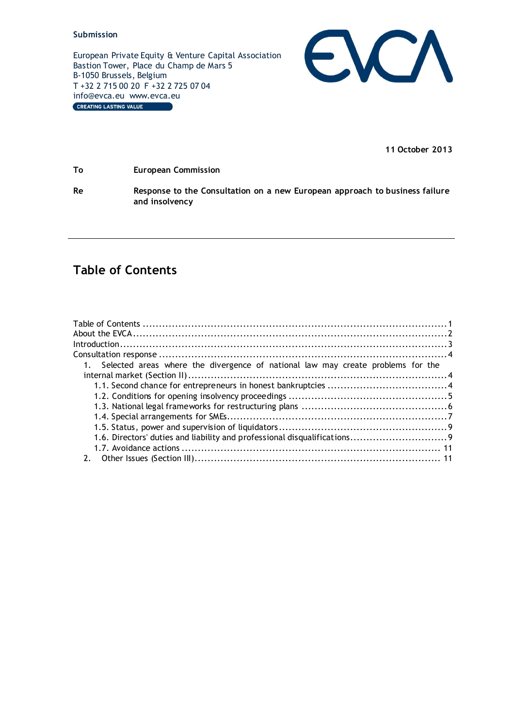Submission

European Private Equity & Venture Capital Association
Bastion Tower, Place du Champ de Mars 5
B-1050 Brussels, Belgium
T +32 2 715 00 20 F +32 2 725 07 04
info@evca.eu www.evca.eu

CREATING LASTING VALUE

**11 October 2013**

| | |
|---|---|
| **To** | **European Commission** |
| **Re** | **Response to the Consultation on a new European approach to business failure and insolvency** |

---

## Table of Contents

Table of Contents ........................................................................................ 1
About the EVCA ........................................................................................ 2
Introduction ........................................................................................ 3
Consultation response ........................................................................................ 4
  1. Selected areas where the divergence of national law may create problems for the internal market (Section II) ........................................................................................ 4
    1.1. Second chance for entrepreneurs in honest bankruptcies ........................................ 4
    1.2. Conditions for opening insolvency proceedings ........................................ 5
    1.3. National legal frameworks for restructuring plans ........................................ 6
    1.4. Special arrangements for SMEs ........................................ 7
    1.5. Status, power and supervision of liquidators ........................................ 9
    1.6. Directors' duties and liability and professional disqualifications ........................................ 9
    1.7. Avoidance actions ........................................ 11
  2. Other Issues (Section III) ........................................ 11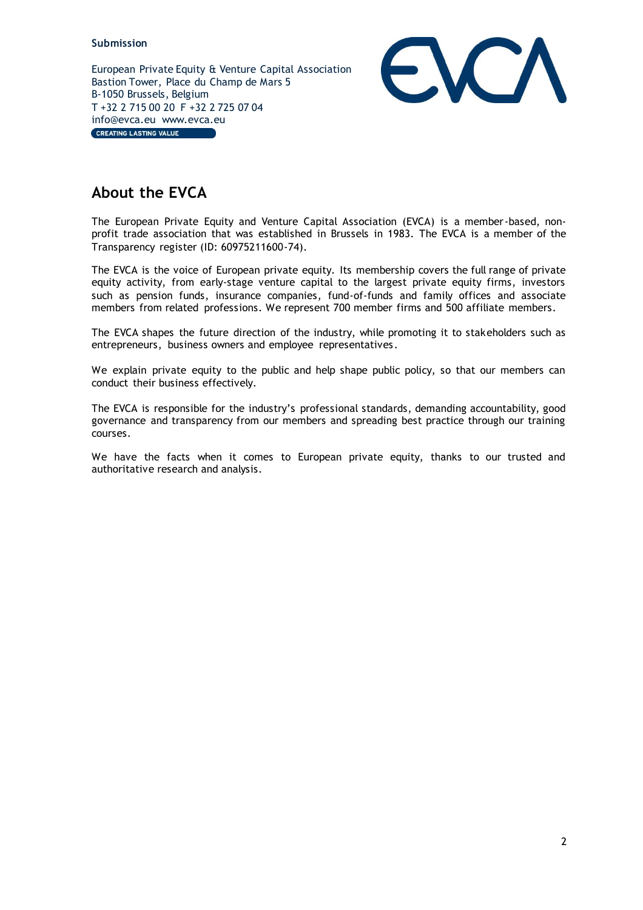**Submission**

European Private Equity & Venture Capital Association
Bastion Tower, Place du Champ de Mars 5
B-1050 Brussels, Belgium
T +32 2 715 00 20 F +32 2 725 07 04
info@evca.eu www.evca.eu

CREATING LASTING VALUE

## About the EVCA

The European Private Equity and Venture Capital Association (EVCA) is a member-based, non-profit trade association that was established in Brussels in 1983. The EVCA is a member of the Transparency register (ID: 60975211600-74).

The EVCA is the voice of European private equity. Its membership covers the full range of private equity activity, from early-stage venture capital to the largest private equity firms, investors such as pension funds, insurance companies, fund-of-funds and family offices and associate members from related professions. We represent 700 member firms and 500 affiliate members.

The EVCA shapes the future direction of the industry, while promoting it to stakeholders such as entrepreneurs, business owners and employee representatives.

We explain private equity to the public and help shape public policy, so that our members can conduct their business effectively.

The EVCA is responsible for the industry's professional standards, demanding accountability, good governance and transparency from our members and spreading best practice through our training courses.

We have the facts when it comes to European private equity, thanks to our trusted and authoritative research and analysis.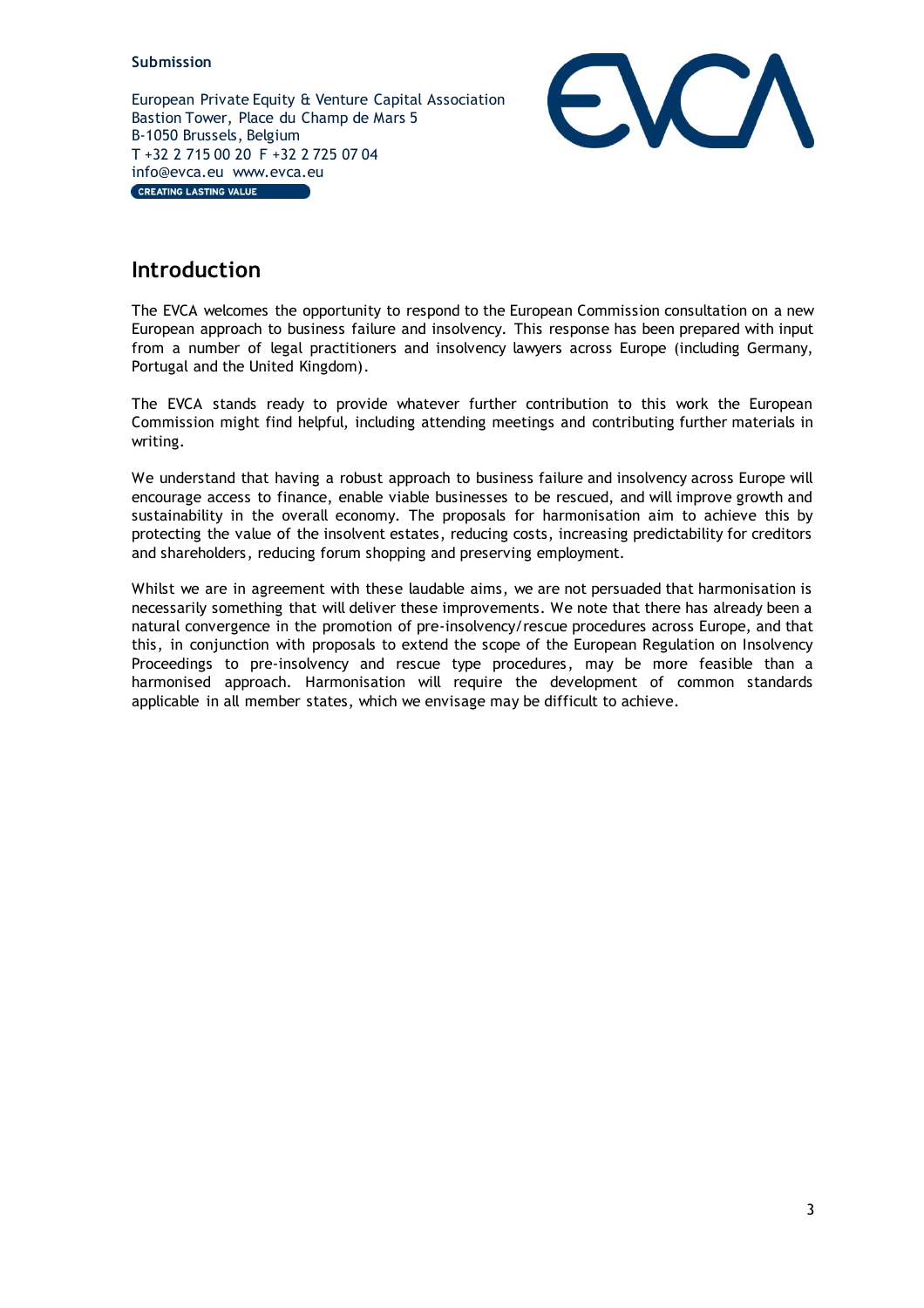**Submission**

European Private Equity & Venture Capital Association
Bastion Tower, Place du Champ de Mars 5
B-1050 Brussels, Belgium
T +32 2 715 00 20 F +32 2 725 07 04
info@evca.eu www.evca.eu
CREATING LASTING VALUE

## Introduction

The EVCA welcomes the opportunity to respond to the European Commission consultation on a new European approach to business failure and insolvency. This response has been prepared with input from a number of legal practitioners and insolvency lawyers across Europe (including Germany, Portugal and the United Kingdom).

The EVCA stands ready to provide whatever further contribution to this work the European Commission might find helpful, including attending meetings and contributing further materials in writing.

We understand that having a robust approach to business failure and insolvency across Europe will encourage access to finance, enable viable businesses to be rescued, and will improve growth and sustainability in the overall economy. The proposals for harmonisation aim to achieve this by protecting the value of the insolvent estates, reducing costs, increasing predictability for creditors and shareholders, reducing forum shopping and preserving employment.

Whilst we are in agreement with these laudable aims, we are not persuaded that harmonisation is necessarily something that will deliver these improvements. We note that there has already been a natural convergence in the promotion of pre-insolvency/rescue procedures across Europe, and that this, in conjunction with proposals to extend the scope of the European Regulation on Insolvency Proceedings to pre-insolvency and rescue type procedures, may be more feasible than a harmonised approach. Harmonisation will require the development of common standards applicable in all member states, which we envisage may be difficult to achieve.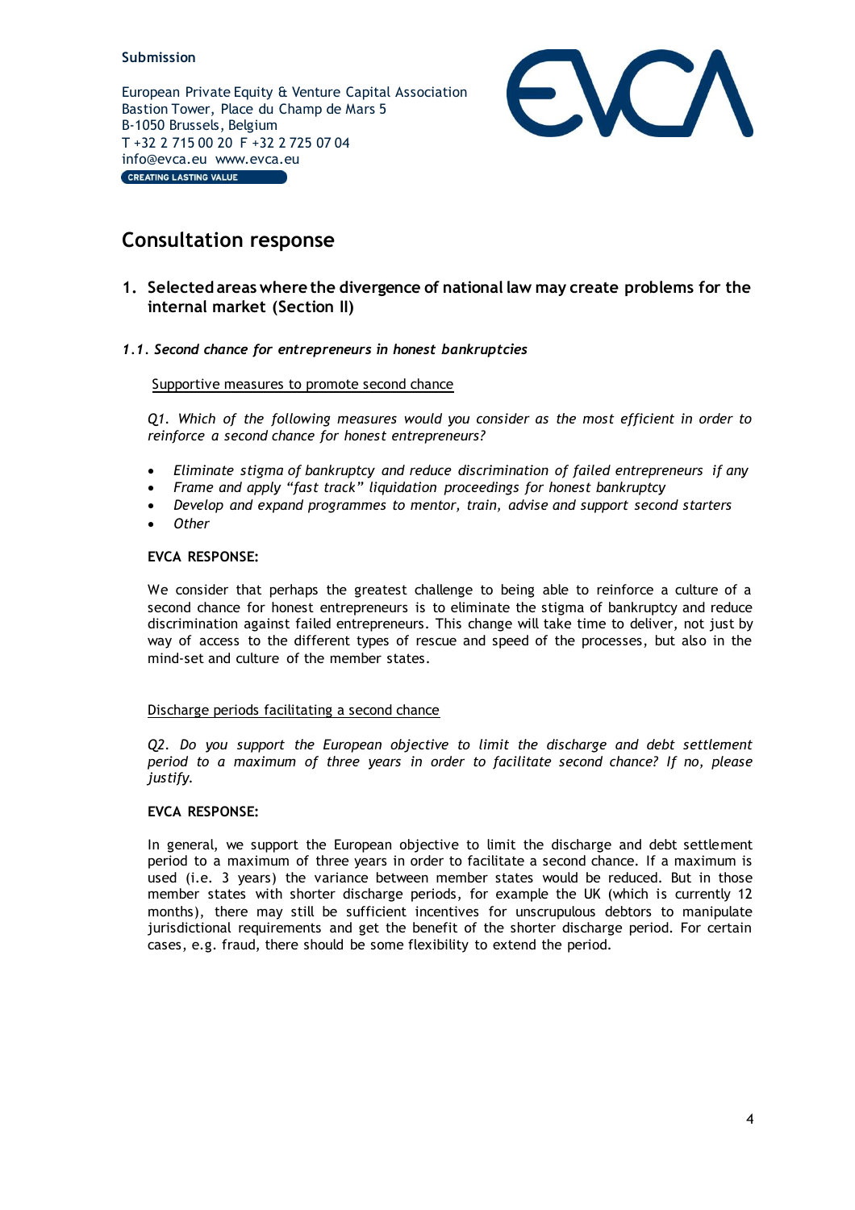Submission

European Private Equity & Venture Capital Association
Bastion Tower, Place du Champ de Mars 5
B-1050 Brussels, Belgium
T +32 2 715 00 20 F +32 2 725 07 04
info@evca.eu www.evca.eu
CREATING LASTING VALUE

# Consultation response

## 1. Selected areas where the divergence of national law may create problems for the internal market (Section II)

### *1.1. Second chance for entrepreneurs in honest bankruptcies*

<u>Supportive measures to promote second chance</u>

*Q1. Which of the following measures would you consider as the most efficient in order to reinforce a second chance for honest entrepreneurs?*

- *Eliminate stigma of bankruptcy and reduce discrimination of failed entrepreneurs if any*
- *Frame and apply "fast track" liquidation proceedings for honest bankruptcy*
- *Develop and expand programmes to mentor, train, advise and support second starters*
- *Other*

**EVCA RESPONSE:**

We consider that perhaps the greatest challenge to being able to reinforce a culture of a second chance for honest entrepreneurs is to eliminate the stigma of bankruptcy and reduce discrimination against failed entrepreneurs. This change will take time to deliver, not just by way of access to the different types of rescue and speed of the processes, but also in the mind-set and culture of the member states.

<u>Discharge periods facilitating a second chance</u>

*Q2. Do you support the European objective to limit the discharge and debt settlement period to a maximum of three years in order to facilitate second chance? If no, please justify.*

**EVCA RESPONSE:**

In general, we support the European objective to limit the discharge and debt settlement period to a maximum of three years in order to facilitate a second chance. If a maximum is used (i.e. 3 years) the variance between member states would be reduced. But in those member states with shorter discharge periods, for example the UK (which is currently 12 months), there may still be sufficient incentives for unscrupulous debtors to manipulate jurisdictional requirements and get the benefit of the shorter discharge period. For certain cases, e.g. fraud, there should be some flexibility to extend the period.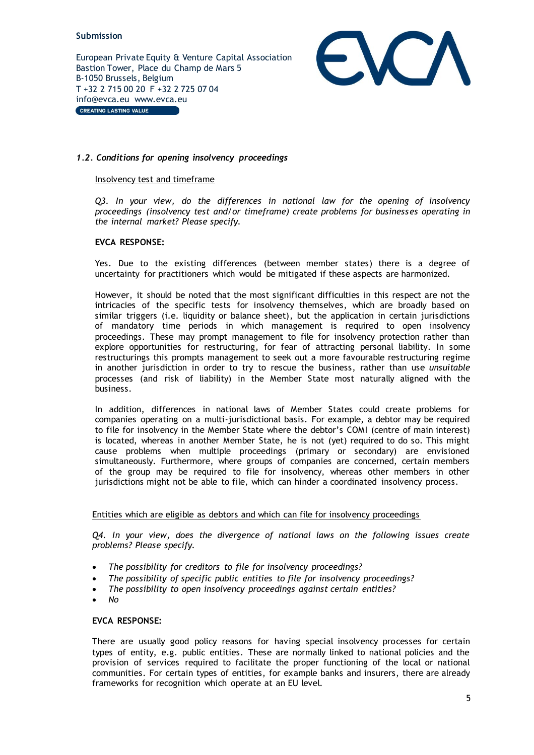### *1.2. Conditions for opening insolvency proceedings*

Insolvency test and timeframe

*Q3. In your view, do the differences in national law for the opening of insolvency proceedings (insolvency test and/or timeframe) create problems for businesses operating in the internal market? Please specify.*

**EVCA RESPONSE:**

Yes. Due to the existing differences (between member states) there is a degree of uncertainty for practitioners which would be mitigated if these aspects are harmonized.

However, it should be noted that the most significant difficulties in this respect are not the intricacies of the specific tests for insolvency themselves, which are broadly based on similar triggers (i.e. liquidity or balance sheet), but the application in certain jurisdictions of mandatory time periods in which management is required to open insolvency proceedings. These may prompt management to file for insolvency protection rather than explore opportunities for restructuring, for fear of attracting personal liability. In some restructurings this prompts management to seek out a more favourable restructuring regime in another jurisdiction in order to try to rescue the business, rather than use *unsuitable* processes (and risk of liability) in the Member State most naturally aligned with the business.

In addition, differences in national laws of Member States could create problems for companies operating on a multi-jurisdictional basis. For example, a debtor may be required to file for insolvency in the Member State where the debtor's COMI (centre of main interest) is located, whereas in another Member State, he is not (yet) required to do so. This might cause problems when multiple proceedings (primary or secondary) are envisioned simultaneously. Furthermore, where groups of companies are concerned, certain members of the group may be required to file for insolvency, whereas other members in other jurisdictions might not be able to file, which can hinder a coordinated insolvency process.

Entities which are eligible as debtors and which can file for insolvency proceedings

*Q4. In your view, does the divergence of national laws on the following issues create problems? Please specify.*

- *The possibility for creditors to file for insolvency proceedings?*
- *The possibility of specific public entities to file for insolvency proceedings?*
- *The possibility to open insolvency proceedings against certain entities?*
- *No*

**EVCA RESPONSE:**

There are usually good policy reasons for having special insolvency processes for certain types of entity, e.g. public entities. These are normally linked to national policies and the provision of services required to facilitate the proper functioning of the local or national communities. For certain types of entities, for example banks and insurers, there are already frameworks for recognition which operate at an EU level.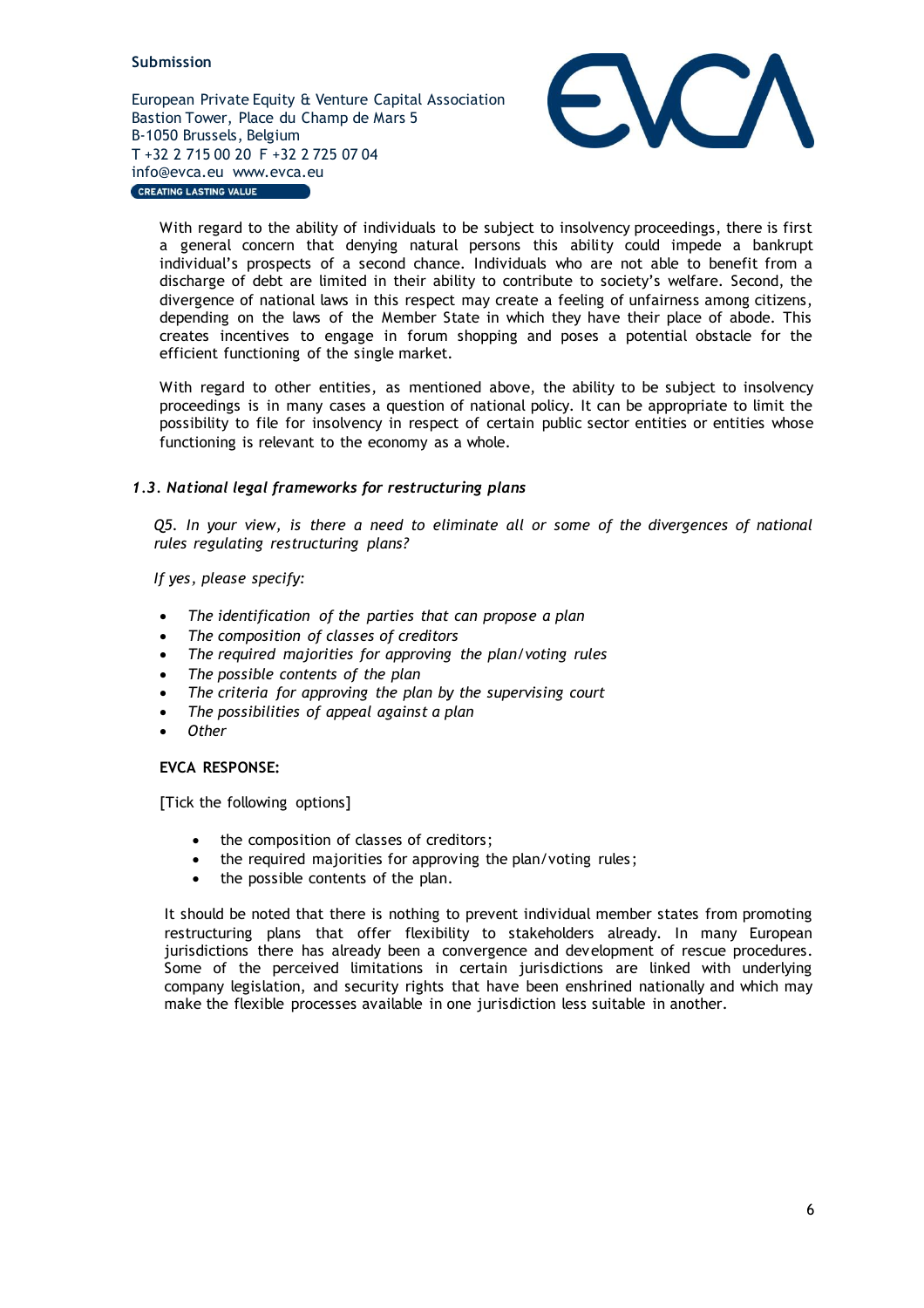With regard to the ability of individuals to be subject to insolvency proceedings, there is first a general concern that denying natural persons this ability could impede a bankrupt individual's prospects of a second chance. Individuals who are not able to benefit from a discharge of debt are limited in their ability to contribute to society's welfare. Second, the divergence of national laws in this respect may create a feeling of unfairness among citizens, depending on the laws of the Member State in which they have their place of abode. This creates incentives to engage in forum shopping and poses a potential obstacle for the efficient functioning of the single market.

With regard to other entities, as mentioned above, the ability to be subject to insolvency proceedings is in many cases a question of national policy. It can be appropriate to limit the possibility to file for insolvency in respect of certain public sector entities or entities whose functioning is relevant to the economy as a whole.

### *1.3. National legal frameworks for restructuring plans*

*Q5. In your view, is there a need to eliminate all or some of the divergences of national rules regulating restructuring plans?*

*If yes, please specify:*

- *The identification of the parties that can propose a plan*
- *The composition of classes of creditors*
- *The required majorities for approving the plan/voting rules*
- *The possible contents of the plan*
- *The criteria for approving the plan by the supervising court*
- *The possibilities of appeal against a plan*
- *Other*

**EVCA RESPONSE:**

[Tick the following options]

- the composition of classes of creditors;
- the required majorities for approving the plan/voting rules;
- the possible contents of the plan.

It should be noted that there is nothing to prevent individual member states from promoting restructuring plans that offer flexibility to stakeholders already. In many European jurisdictions there has already been a convergence and development of rescue procedures. Some of the perceived limitations in certain jurisdictions are linked with underlying company legislation, and security rights that have been enshrined nationally and which may make the flexible processes available in one jurisdiction less suitable in another.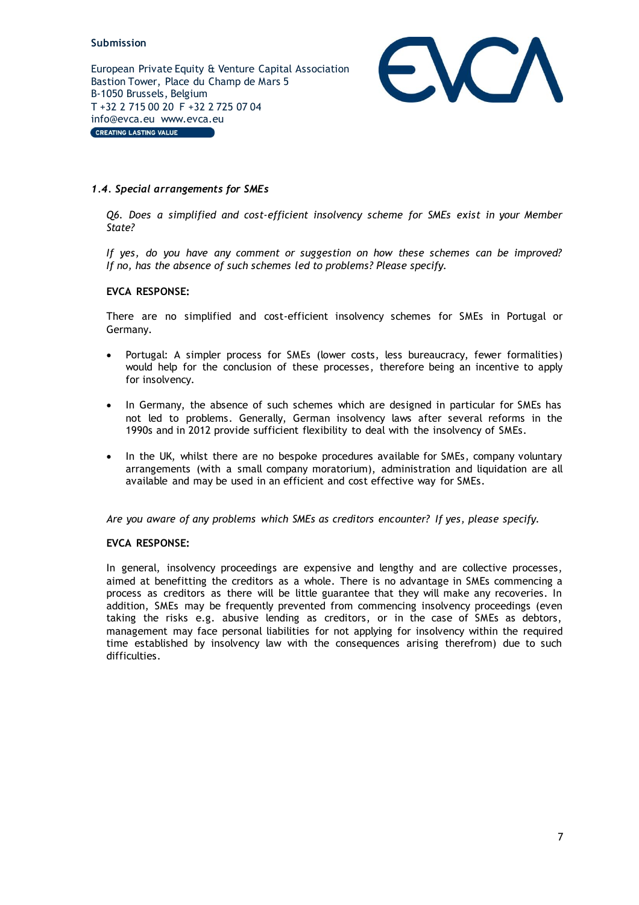### *1.4. Special arrangements for SMEs*

*Q6. Does a simplified and cost-efficient insolvency scheme for SMEs exist in your Member State?*

*If yes, do you have any comment or suggestion on how these schemes can be improved? If no, has the absence of such schemes led to problems? Please specify.*

**EVCA RESPONSE:**

There are no simplified and cost-efficient insolvency schemes for SMEs in Portugal or Germany.

- Portugal: A simpler process for SMEs (lower costs, less bureaucracy, fewer formalities) would help for the conclusion of these processes, therefore being an incentive to apply for insolvency.
- In Germany, the absence of such schemes which are designed in particular for SMEs has not led to problems. Generally, German insolvency laws after several reforms in the 1990s and in 2012 provide sufficient flexibility to deal with the insolvency of SMEs.
- In the UK, whilst there are no bespoke procedures available for SMEs, company voluntary arrangements (with a small company moratorium), administration and liquidation are all available and may be used in an efficient and cost effective way for SMEs.

*Are you aware of any problems which SMEs as creditors encounter? If yes, please specify.*

**EVCA RESPONSE:**

In general, insolvency proceedings are expensive and lengthy and are collective processes, aimed at benefitting the creditors as a whole. There is no advantage in SMEs commencing a process as creditors as there will be little guarantee that they will make any recoveries. In addition, SMEs may be frequently prevented from commencing insolvency proceedings (even taking the risks e.g. abusive lending as creditors, or in the case of SMEs as debtors, management may face personal liabilities for not applying for insolvency within the required time established by insolvency law with the consequences arising therefrom) due to such difficulties.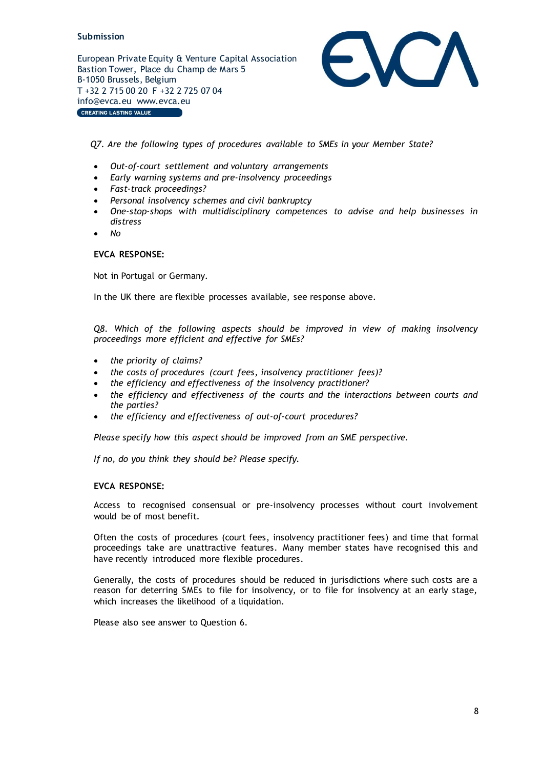*Q7. Are the following types of procedures available to SMEs in your Member State?*

- *Out-of-court settlement and voluntary arrangements*
- *Early warning systems and pre-insolvency proceedings*
- *Fast-track proceedings?*
- *Personal insolvency schemes and civil bankruptcy*
- *One-stop-shops with multidisciplinary competences to advise and help businesses in distress*
- *No*

**EVCA RESPONSE:**

Not in Portugal or Germany.

In the UK there are flexible processes available, see response above.

*Q8. Which of the following aspects should be improved in view of making insolvency proceedings more efficient and effective for SMEs?*

- *the priority of claims?*
- *the costs of procedures (court fees, insolvency practitioner fees)?*
- *the efficiency and effectiveness of the insolvency practitioner?*
- *the efficiency and effectiveness of the courts and the interactions between courts and the parties?*
- *the efficiency and effectiveness of out-of-court procedures?*

*Please specify how this aspect should be improved from an SME perspective.*

*If no, do you think they should be? Please specify.*

**EVCA RESPONSE:**

Access to recognised consensual or pre-insolvency processes without court involvement would be of most benefit.

Often the costs of procedures (court fees, insolvency practitioner fees) and time that formal proceedings take are unattractive features. Many member states have recognised this and have recently introduced more flexible procedures.

Generally, the costs of procedures should be reduced in jurisdictions where such costs are a reason for deterring SMEs to file for insolvency, or to file for insolvency at an early stage, which increases the likelihood of a liquidation.

Please also see answer to Question 6.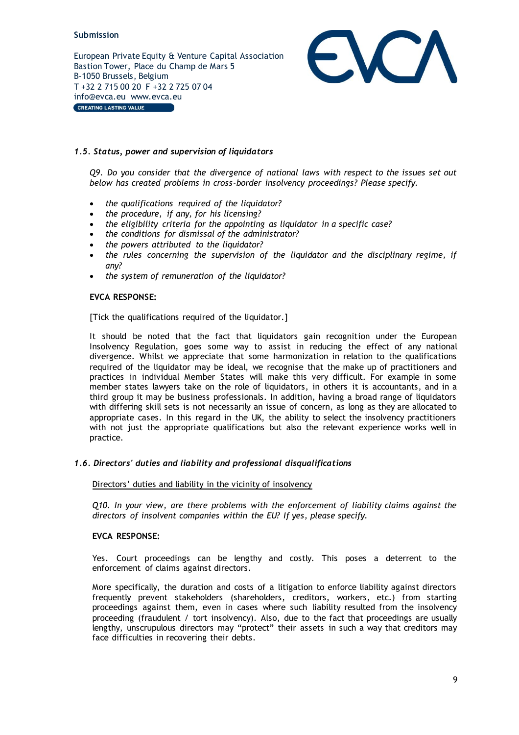### *1.5. Status, power and supervision of liquidators*

*Q9. Do you consider that the divergence of national laws with respect to the issues set out below has created problems in cross-border insolvency proceedings? Please specify.*

- *the qualifications required of the liquidator?*
- *the procedure, if any, for his licensing?*
- *the eligibility criteria for the appointing as liquidator in a specific case?*
- *the conditions for dismissal of the administrator?*
- *the powers attributed to the liquidator?*
- *the rules concerning the supervision of the liquidator and the disciplinary regime, if any?*
- *the system of remuneration of the liquidator?*

**EVCA RESPONSE:**

[Tick the qualifications required of the liquidator.]

It should be noted that the fact that liquidators gain recognition under the European Insolvency Regulation, goes some way to assist in reducing the effect of any national divergence. Whilst we appreciate that some harmonization in relation to the qualifications required of the liquidator may be ideal, we recognise that the make up of practitioners and practices in individual Member States will make this very difficult. For example in some member states lawyers take on the role of liquidators, in others it is accountants, and in a third group it may be business professionals. In addition, having a broad range of liquidators with differing skill sets is not necessarily an issue of concern, as long as they are allocated to appropriate cases. In this regard in the UK, the ability to select the insolvency practitioners with not just the appropriate qualifications but also the relevant experience works well in practice.

### *1.6. Directors' duties and liability and professional disqualifications*

Directors' duties and liability in the vicinity of insolvency

*Q10. In your view, are there problems with the enforcement of liability claims against the directors of insolvent companies within the EU? If yes, please specify.*

**EVCA RESPONSE:**

Yes. Court proceedings can be lengthy and costly. This poses a deterrent to the enforcement of claims against directors.

More specifically, the duration and costs of a litigation to enforce liability against directors frequently prevent stakeholders (shareholders, creditors, workers, etc.) from starting proceedings against them, even in cases where such liability resulted from the insolvency proceeding (fraudulent / tort insolvency). Also, due to the fact that proceedings are usually lengthy, unscrupulous directors may "protect" their assets in such a way that creditors may face difficulties in recovering their debts.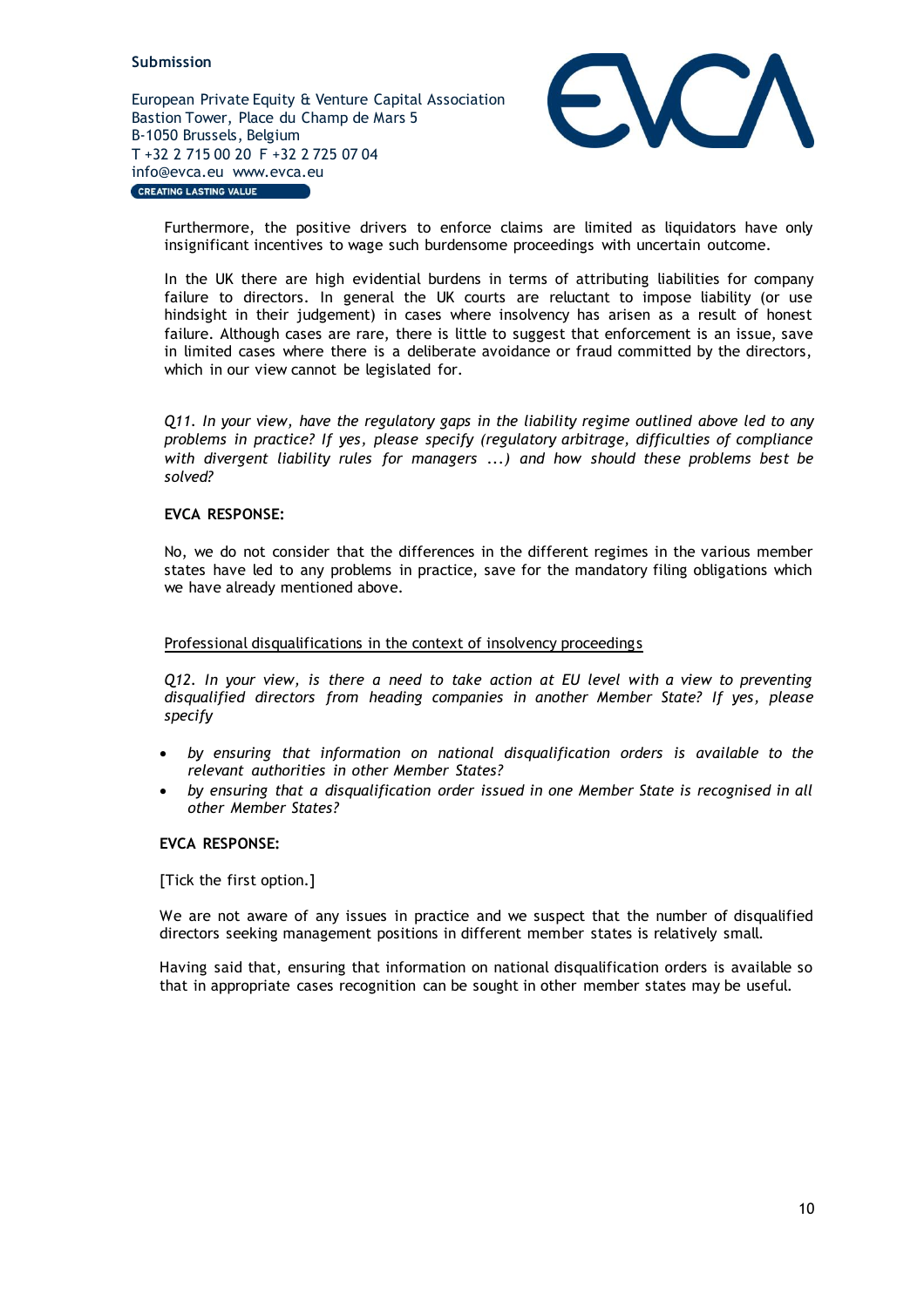Furthermore, the positive drivers to enforce claims are limited as liquidators have only insignificant incentives to wage such burdensome proceedings with uncertain outcome.

In the UK there are high evidential burdens in terms of attributing liabilities for company failure to directors. In general the UK courts are reluctant to impose liability (or use hindsight in their judgement) in cases where insolvency has arisen as a result of honest failure. Although cases are rare, there is little to suggest that enforcement is an issue, save in limited cases where there is a deliberate avoidance or fraud committed by the directors, which in our view cannot be legislated for.

*Q11. In your view, have the regulatory gaps in the liability regime outlined above led to any problems in practice? If yes, please specify (regulatory arbitrage, difficulties of compliance with divergent liability rules for managers ...) and how should these problems best be solved?*

**EVCA RESPONSE:**

No, we do not consider that the differences in the different regimes in the various member states have led to any problems in practice, save for the mandatory filing obligations which we have already mentioned above.

<u>Professional disqualifications in the context of insolvency proceedings</u>

*Q12. In your view, is there a need to take action at EU level with a view to preventing disqualified directors from heading companies in another Member State? If yes, please specify*

- *by ensuring that information on national disqualification orders is available to the relevant authorities in other Member States?*
- *by ensuring that a disqualification order issued in one Member State is recognised in all other Member States?*

**EVCA RESPONSE:**

[Tick the first option.]

We are not aware of any issues in practice and we suspect that the number of disqualified directors seeking management positions in different member states is relatively small.

Having said that, ensuring that information on national disqualification orders is available so that in appropriate cases recognition can be sought in other member states may be useful.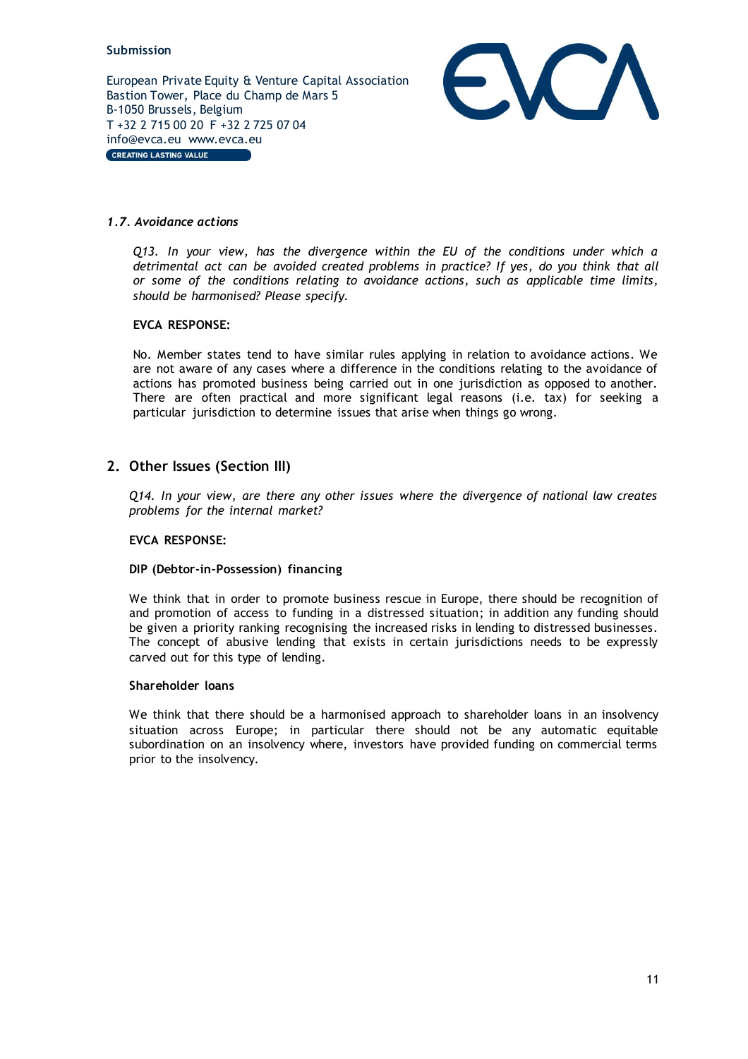### *1.7. Avoidance actions*

*Q13. In your view, has the divergence within the EU of the conditions under which a detrimental act can be avoided created problems in practice? If yes, do you think that all or some of the conditions relating to avoidance actions, such as applicable time limits, should be harmonised? Please specify.*

**EVCA RESPONSE:**

No. Member states tend to have similar rules applying in relation to avoidance actions. We are not aware of any cases where a difference in the conditions relating to the avoidance of actions has promoted business being carried out in one jurisdiction as opposed to another. There are often practical and more significant legal reasons (i.e. tax) for seeking a particular jurisdiction to determine issues that arise when things go wrong.

## 2. Other Issues (Section III)

*Q14. In your view, are there any other issues where the divergence of national law creates problems for the internal market?*

**EVCA RESPONSE:**

**DIP (Debtor-in-Possession) financing**

We think that in order to promote business rescue in Europe, there should be recognition of and promotion of access to funding in a distressed situation; in addition any funding should be given a priority ranking recognising the increased risks in lending to distressed businesses. The concept of abusive lending that exists in certain jurisdictions needs to be expressly carved out for this type of lending.

**Shareholder loans**

We think that there should be a harmonised approach to shareholder loans in an insolvency situation across Europe; in particular there should not be any automatic equitable subordination on an insolvency where, investors have provided funding on commercial terms prior to the insolvency.